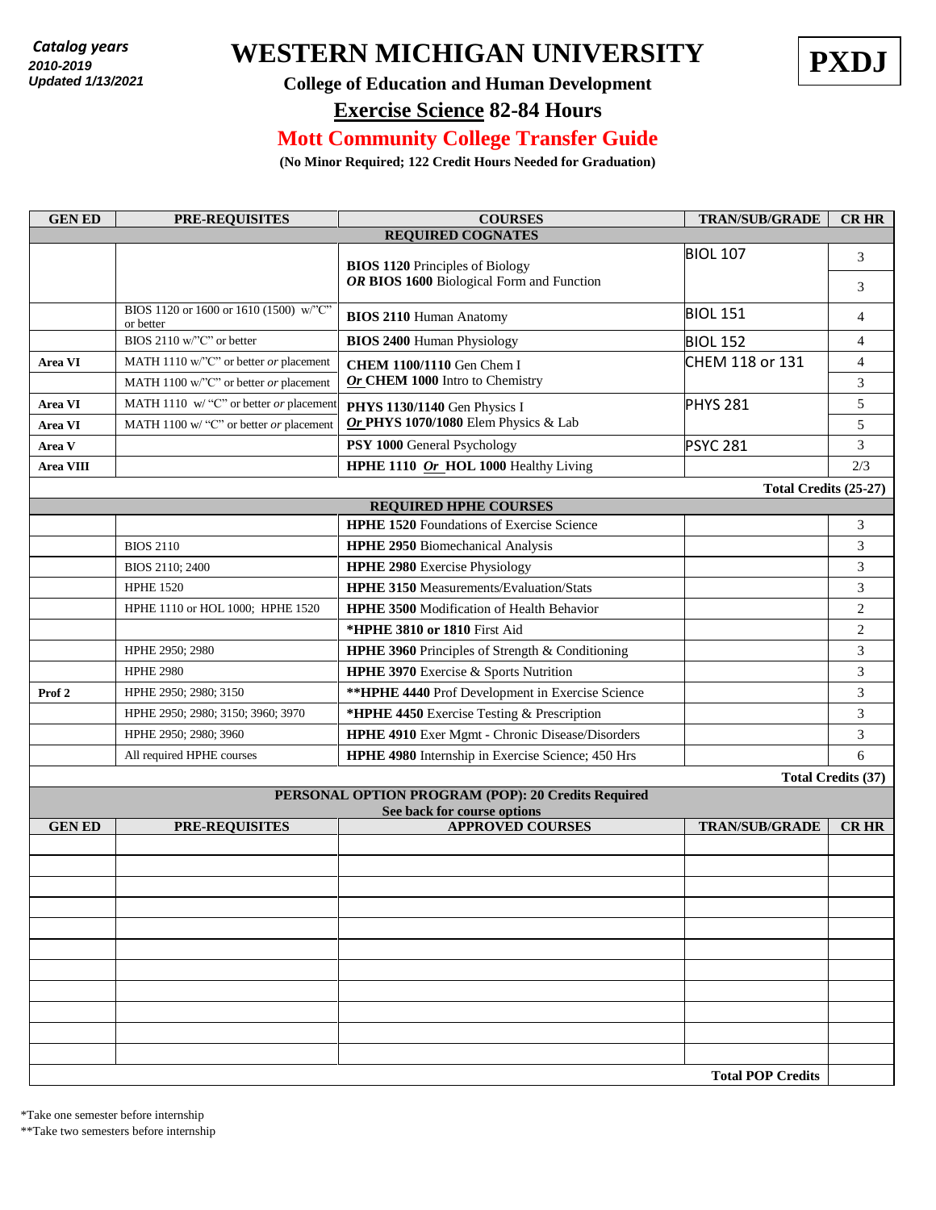*Catalog years*
*2010-2019*
*Updated 1/13/2021*

# WESTERN MICHIGAN UNIVERSITY

**PXDJ**

## College of Education and Human Development

## Exercise Science 82-84 Hours

## Mott Community College Transfer Guide

**(No Minor Required; 122 Credit Hours Needed for Graduation)**

| GEN ED | PRE-REQUISITES | COURSES | TRAN/SUB/GRADE | CR HR |
|---|---|---|---|---|
| | | **REQUIRED COGNATES** | | |
| | | **BIOS 1120** Principles of Biology | BIOL 107 | 3 |
| | | ***OR* BIOS 1600** Biological Form and Function | | 3 |
| | BIOS 1120 or 1600 or 1610 (1500) w/"C" or better | **BIOS 2110** Human Anatomy | BIOL 151 | 4 |
| | BIOS 2110 w/"C" or better | **BIOS 2400** Human Physiology | BIOL 152 | 4 |
| **Area VI** | MATH 1110 w/"C" or better *or* placement | **CHEM 1100/1110** Gen Chem I | CHEM 118 or 131 | 4 |
| | MATH 1100 w/"C" or better *or* placement | ***Or* CHEM 1000** Intro to Chemistry | | 3 |
| **Area VI** | MATH 1110 w/ "C" or better *or* placement | **PHYS 1130/1140** Gen Physics I | PHYS 281 | 5 |
| **Area VI** | MATH 1100 w/ "C" or better *or* placement | ***Or* PHYS 1070/1080** Elem Physics & Lab | | 5 |
| **Area V** | | **PSY 1000** General Psychology | PSYC 281 | 3 |
| **Area VIII** | | **HPHE 1110** ***Or* HOL 1000** Healthy Living | | 2/3 |
| | | | | **Total Credits (25-27)** |
| | | **REQUIRED HPHE COURSES** | | |
| | | **HPHE 1520** Foundations of Exercise Science | | 3 |
| | BIOS 2110 | **HPHE 2950** Biomechanical Analysis | | 3 |
| | BIOS 2110; 2400 | **HPHE 2980** Exercise Physiology | | 3 |
| | HPHE 1520 | **HPHE 3150** Measurements/Evaluation/Stats | | 3 |
| | HPHE 1110 or HOL 1000; HPHE 1520 | **HPHE 3500** Modification of Health Behavior | | 2 |
| | | **\*HPHE 3810 or 1810** First Aid | | 2 |
| | HPHE 2950; 2980 | **HPHE 3960** Principles of Strength & Conditioning | | 3 |
| | HPHE 2980 | **HPHE 3970** Exercise & Sports Nutrition | | 3 |
| **Prof 2** | HPHE 2950; 2980; 3150 | **\*\*HPHE 4440** Prof Development in Exercise Science | | 3 |
| | HPHE 2950; 2980; 3150; 3960; 3970 | **\*HPHE 4450** Exercise Testing & Prescription | | 3 |
| | HPHE 2950; 2980; 3960 | **HPHE 4910** Exer Mgmt - Chronic Disease/Disorders | | 3 |
| | All required HPHE courses | **HPHE 4980** Internship in Exercise Science; 450 Hrs | | 6 |
| | | | | **Total Credits (37)** |

**PERSONAL OPTION PROGRAM (POP): 20 Credits Required**
**See back for course options**

| GEN ED | PRE-REQUISITES | APPROVED COURSES | TRAN/SUB/GRADE | CR HR |
|---|---|---|---|---|
| | | | | |
| | | | | |
| | | | | |
| | | | | |
| | | | | |
| | | | | |
| | | | | |
| | | | | |
| | | | | |
| | | | | |
| | | | | |
| | | | **Total POP Credits** | |

\*Take one semester before internship
\*\*Take two semesters before internship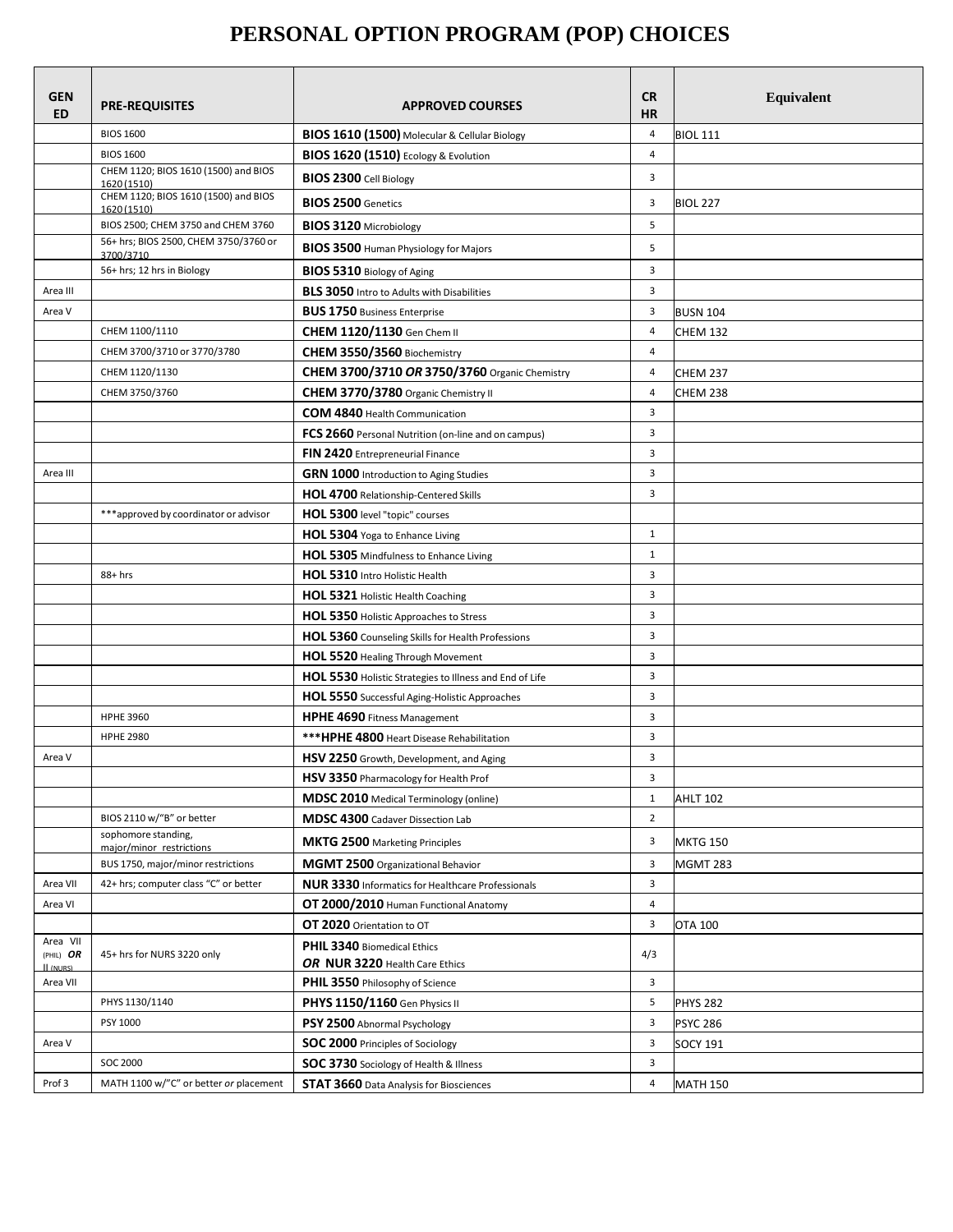# PERSONAL OPTION PROGRAM (POP) CHOICES

| GEN ED | PRE-REQUISITES | APPROVED COURSES | CR HR | Equivalent |
|---|---|---|---|---|
| | BIOS 1600 | **BIOS 1610 (1500)** Molecular & Cellular Biology | 4 | BIOL 111 |
| | BIOS 1600 | **BIOS 1620 (1510)** Ecology & Evolution | 4 | |
| | CHEM 1120; BIOS 1610 (1500) and BIOS 1620 (1510) | **BIOS 2300** Cell Biology | 3 | |
| | CHEM 1120; BIOS 1610 (1500) and BIOS 1620 (1510) | **BIOS 2500** Genetics | 3 | BIOL 227 |
| | BIOS 2500; CHEM 3750 and CHEM 3760 | **BIOS 3120** Microbiology | 5 | |
| | 56+ hrs; BIOS 2500, CHEM 3750/3760 or 3700/3710 | **BIOS 3500** Human Physiology for Majors | 5 | |
| | 56+ hrs; 12 hrs in Biology | **BIOS 5310** Biology of Aging | 3 | |
| Area III | | **BLS 3050** Intro to Adults with Disabilities | 3 | |
| Area V | | **BUS 1750** Business Enterprise | 3 | BUSN 104 |
| | CHEM 1100/1110 | **CHEM 1120/1130** Gen Chem II | 4 | CHEM 132 |
| | CHEM 3700/3710 or 3770/3780 | **CHEM 3550/3560** Biochemistry | 4 | |
| | CHEM 1120/1130 | **CHEM 3700/3710 *OR* 3750/3760** Organic Chemistry | 4 | CHEM 237 |
| | CHEM 3750/3760 | **CHEM 3770/3780** Organic Chemistry II | 4 | CHEM 238 |
| | | **COM 4840** Health Communication | 3 | |
| | | **FCS 2660** Personal Nutrition (on-line and on campus) | 3 | |
| | | **FIN 2420** Entrepreneurial Finance | 3 | |
| Area III | | **GRN 1000** Introduction to Aging Studies | 3 | |
| | | **HOL 4700** Relationship-Centered Skills | 3 | |
| | ***approved by coordinator or advisor | **HOL 5300** level "topic" courses | | |
| | | **HOL 5304** Yoga to Enhance Living | 1 | |
| | | **HOL 5305** Mindfulness to Enhance Living | 1 | |
| | 88+ hrs | **HOL 5310** Intro Holistic Health | 3 | |
| | | **HOL 5321** Holistic Health Coaching | 3 | |
| | | **HOL 5350** Holistic Approaches to Stress | 3 | |
| | | **HOL 5360** Counseling Skills for Health Professions | 3 | |
| | | **HOL 5520** Healing Through Movement | 3 | |
| | | **HOL 5530** Holistic Strategies to Illness and End of Life | 3 | |
| | | **HOL 5550** Successful Aging-Holistic Approaches | 3 | |
| | HPHE 3960 | **HPHE 4690** Fitness Management | 3 | |
| | HPHE 2980 | *****HPHE 4800** Heart Disease Rehabilitation | 3 | |
| Area V | | **HSV 2250** Growth, Development, and Aging | 3 | |
| | | **HSV 3350** Pharmacology for Health Prof | 3 | |
| | | **MDSC 2010** Medical Terminology (online) | 1 | AHLT 102 |
| | BIOS 2110 w/"B" or better | **MDSC 4300** Cadaver Dissection Lab | 2 | |
| | sophomore standing, major/minor restrictions | **MKTG 2500** Marketing Principles | 3 | MKTG 150 |
| | BUS 1750, major/minor restrictions | **MGMT 2500** Organizational Behavior | 3 | MGMT 283 |
| Area VII | 42+ hrs; computer class "C" or better | **NUR 3330** Informatics for Healthcare Professionals | 3 | |
| Area VI | | **OT 2000/2010** Human Functional Anatomy | 4 | |
| | | **OT 2020** Orientation to OT | 3 | OTA 100 |
| Area VII (PHIL) ***OR*** II (NURS) | 45+ hrs for NURS 3220 only | **PHIL 3340** Biomedical Ethics ***OR* NUR 3220** Health Care Ethics | 4/3 | |
| Area VII | | **PHIL 3550** Philosophy of Science | 3 | |
| | PHYS 1130/1140 | **PHYS 1150/1160** Gen Physics II | 5 | PHYS 282 |
| | PSY 1000 | **PSY 2500** Abnormal Psychology | 3 | PSYC 286 |
| Area V | | **SOC 2000** Principles of Sociology | 3 | SOCY 191 |
| | SOC 2000 | **SOC 3730** Sociology of Health & Illness | 3 | |
| Prof 3 | MATH 1100 w/"C" or better *or* placement | **STAT 3660** Data Analysis for Biosciences | 4 | MATH 150 |